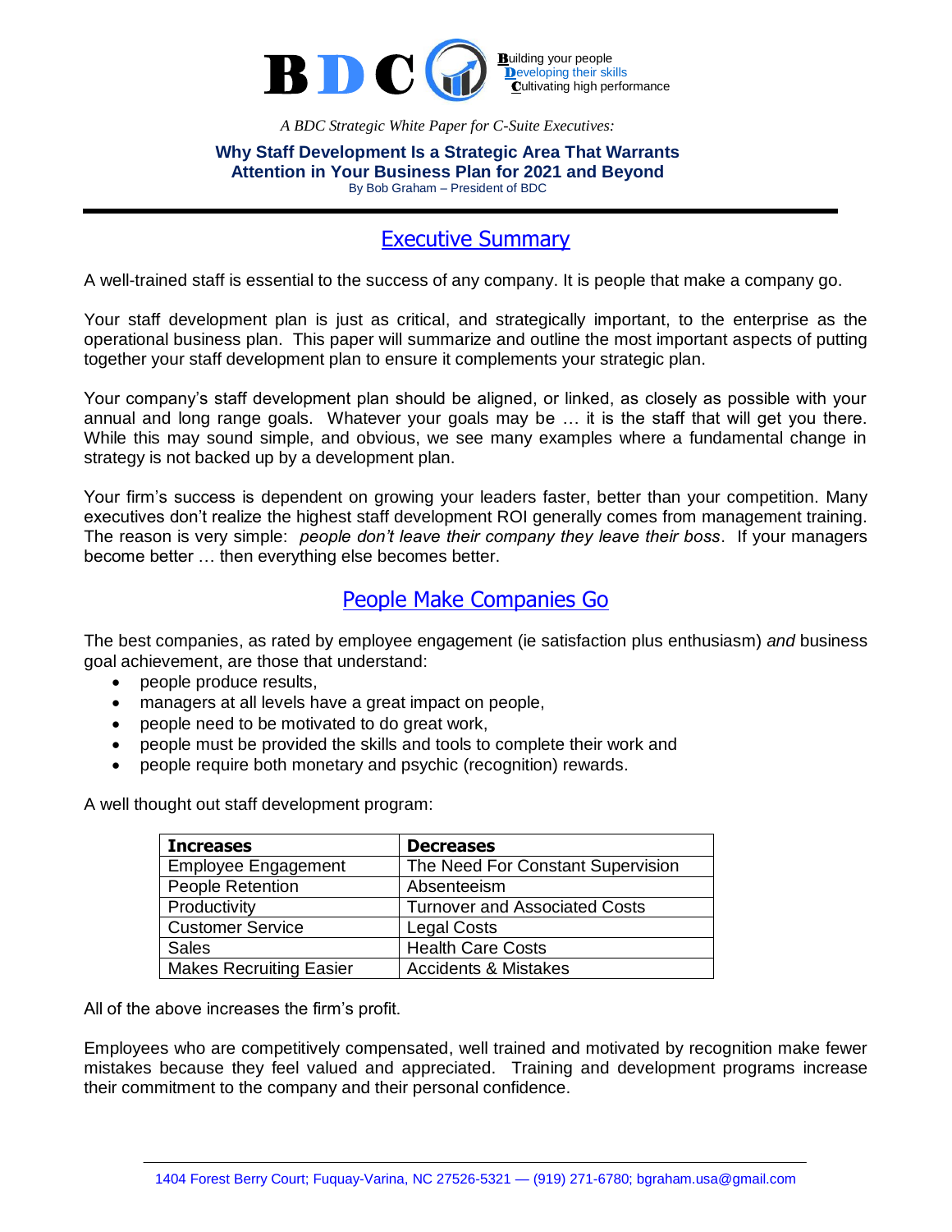**BDC** — **B**uilding your people **D**eveloping their skills **C**ultivating high performance

*A BDC Strategic White Paper for C-Suite Executives:*

# Why Staff Development Is a Strategic Area That Warrants Attention in Your Business Plan for 2021 and Beyond

By Bob Graham – President of BDC

## Executive Summary

A well-trained staff is essential to the success of any company. It is people that make a company go.

Your staff development plan is just as critical, and strategically important, to the enterprise as the operational business plan. This paper will summarize and outline the most important aspects of putting together your staff development plan to ensure it complements your strategic plan.

Your company's staff development plan should be aligned, or linked, as closely as possible with your annual and long range goals. Whatever your goals may be … it is the staff that will get you there. While this may sound simple, and obvious, we see many examples where a fundamental change in strategy is not backed up by a development plan.

Your firm's success is dependent on growing your leaders faster, better than your competition. Many executives don't realize the highest staff development ROI generally comes from management training. The reason is very simple: *people don't leave their company they leave their boss*. If your managers become better … then everything else becomes better.

## People Make Companies Go

The best companies, as rated by employee engagement (ie satisfaction plus enthusiasm) *and* business goal achievement, are those that understand:

- people produce results,
- managers at all levels have a great impact on people,
- people need to be motivated to do great work,
- people must be provided the skills and tools to complete their work and
- people require both monetary and psychic (recognition) rewards.

A well thought out staff development program:

| **Increases** | **Decreases** |
|---|---|
| Employee Engagement | The Need For Constant Supervision |
| People Retention | Absenteeism |
| Productivity | Turnover and Associated Costs |
| Customer Service | Legal Costs |
| Sales | Health Care Costs |
| Makes Recruiting Easier | Accidents & Mistakes |

All of the above increases the firm's profit.

Employees who are competitively compensated, well trained and motivated by recognition make fewer mistakes because they feel valued and appreciated. Training and development programs increase their commitment to the company and their personal confidence.

1404 Forest Berry Court; Fuquay-Varina, NC 27526-5321 — (919) 271-6780; bgraham.usa@gmail.com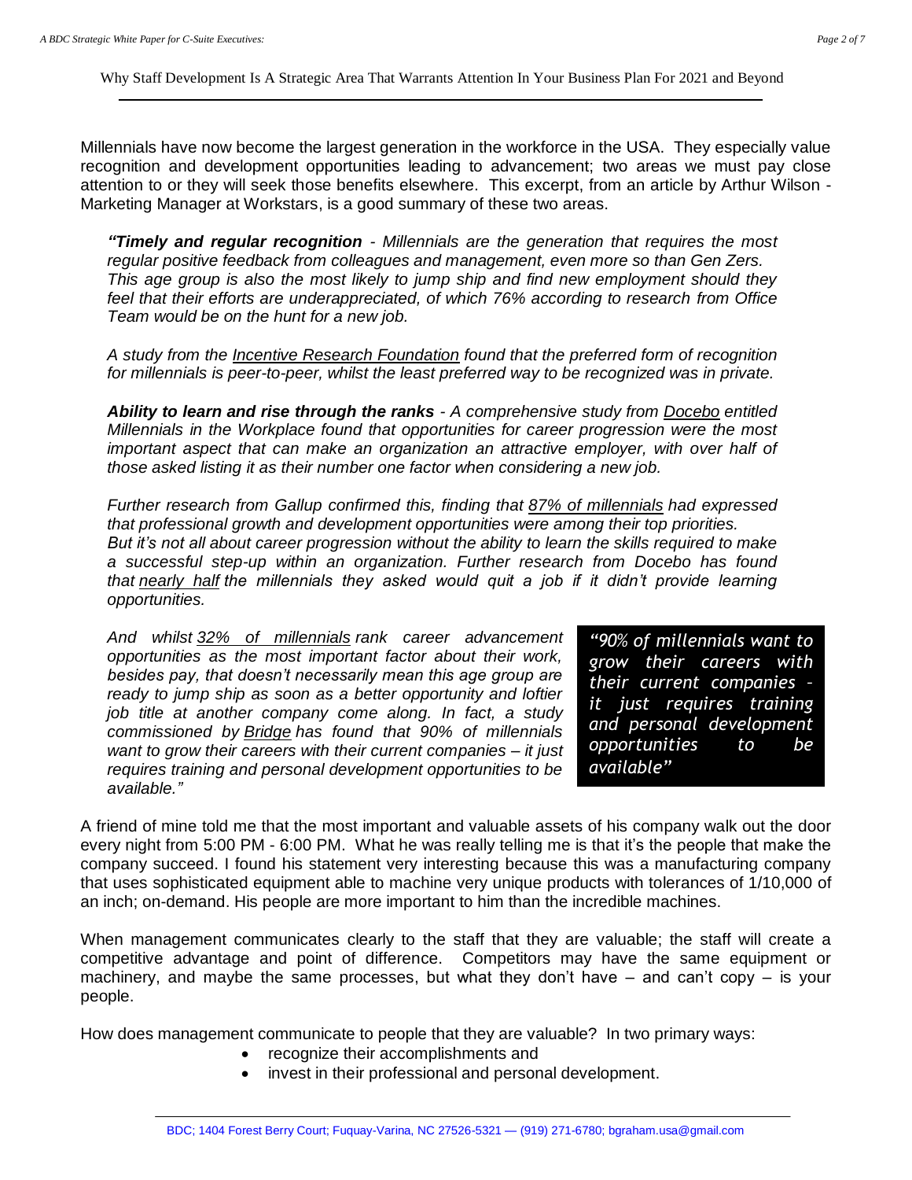Millennials have now become the largest generation in the workforce in the USA. They especially value recognition and development opportunities leading to advancement; two areas we must pay close attention to or they will seek those benefits elsewhere. This excerpt, from an article by Arthur Wilson - Marketing Manager at Workstars, is a good summary of these two areas.

> ***"Timely and regular recognition*** *- Millennials are the generation that requires the most regular positive feedback from colleagues and management, even more so than Gen Zers. This age group is also the most likely to jump ship and find new employment should they feel that their efforts are underappreciated, of which 76% according to research from Office Team would be on the hunt for a new job.*
>
> *A study from the Incentive Research Foundation found that the preferred form of recognition for millennials is peer-to-peer, whilst the least preferred way to be recognized was in private.*
>
> ***Ability to learn and rise through the ranks*** *- A comprehensive study from Docebo entitled Millennials in the Workplace found that opportunities for career progression were the most important aspect that can make an organization an attractive employer, with over half of those asked listing it as their number one factor when considering a new job.*
>
> *Further research from Gallup confirmed this, finding that 87% of millennials had expressed that professional growth and development opportunities were among their top priorities. But it's not all about career progression without the ability to learn the skills required to make a successful step-up within an organization. Further research from Docebo has found that nearly half the millennials they asked would quit a job if it didn't provide learning opportunities.*
>
> *And whilst 32% of millennials rank career advancement opportunities as the most important factor about their work, besides pay, that doesn't necessarily mean this age group are ready to jump ship as soon as a better opportunity and loftier job title at another company come along. In fact, a study commissioned by Bridge has found that 90% of millennials want to grow their careers with their current companies – it just requires training and personal development opportunities to be available."*

*"90% of millennials want to grow their careers with their current companies – it just requires training and personal development opportunities to be available"*

A friend of mine told me that the most important and valuable assets of his company walk out the door every night from 5:00 PM - 6:00 PM. What he was really telling me is that it's the people that make the company succeed. I found his statement very interesting because this was a manufacturing company that uses sophisticated equipment able to machine very unique products with tolerances of 1/10,000 of an inch; on-demand. His people are more important to him than the incredible machines.

When management communicates clearly to the staff that they are valuable; the staff will create a competitive advantage and point of difference. Competitors may have the same equipment or machinery, and maybe the same processes, but what they don't have – and can't copy – is your people.

How does management communicate to people that they are valuable? In two primary ways:

- recognize their accomplishments and
- invest in their professional and personal development.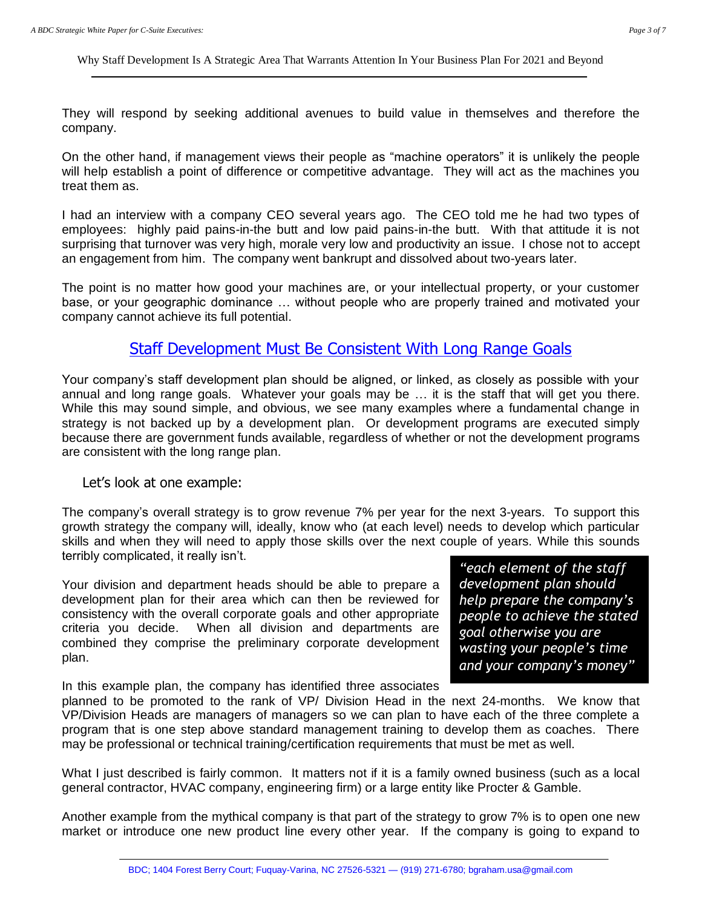They will respond by seeking additional avenues to build value in themselves and therefore the company.

On the other hand, if management views their people as "machine operators" it is unlikely the people will help establish a point of difference or competitive advantage. They will act as the machines you treat them as.

I had an interview with a company CEO several years ago. The CEO told me he had two types of employees: highly paid pains-in-the butt and low paid pains-in-the butt. With that attitude it is not surprising that turnover was very high, morale very low and productivity an issue. I chose not to accept an engagement from him. The company went bankrupt and dissolved about two-years later.

The point is no matter how good your machines are, or your intellectual property, or your customer base, or your geographic dominance … without people who are properly trained and motivated your company cannot achieve its full potential.

## Staff Development Must Be Consistent With Long Range Goals

Your company's staff development plan should be aligned, or linked, as closely as possible with your annual and long range goals. Whatever your goals may be … it is the staff that will get you there. While this may sound simple, and obvious, we see many examples where a fundamental change in strategy is not backed up by a development plan. Or development programs are executed simply because there are government funds available, regardless of whether or not the development programs are consistent with the long range plan.

### Let's look at one example:

The company's overall strategy is to grow revenue 7% per year for the next 3-years. To support this growth strategy the company will, ideally, know who (at each level) needs to develop which particular skills and when they will need to apply those skills over the next couple of years. While this sounds terribly complicated, it really isn't.

> *"each element of the staff development plan should help prepare the company's people to achieve the stated goal otherwise you are wasting your people's time and your company's money"*

Your division and department heads should be able to prepare a development plan for their area which can then be reviewed for consistency with the overall corporate goals and other appropriate criteria you decide. When all division and departments are combined they comprise the preliminary corporate development plan.

In this example plan, the company has identified three associates planned to be promoted to the rank of VP/ Division Head in the next 24-months. We know that VP/Division Heads are managers of managers so we can plan to have each of the three complete a program that is one step above standard management training to develop them as coaches. There may be professional or technical training/certification requirements that must be met as well.

What I just described is fairly common. It matters not if it is a family owned business (such as a local general contractor, HVAC company, engineering firm) or a large entity like Procter & Gamble.

Another example from the mythical company is that part of the strategy to grow 7% is to open one new market or introduce one new product line every other year. If the company is going to expand to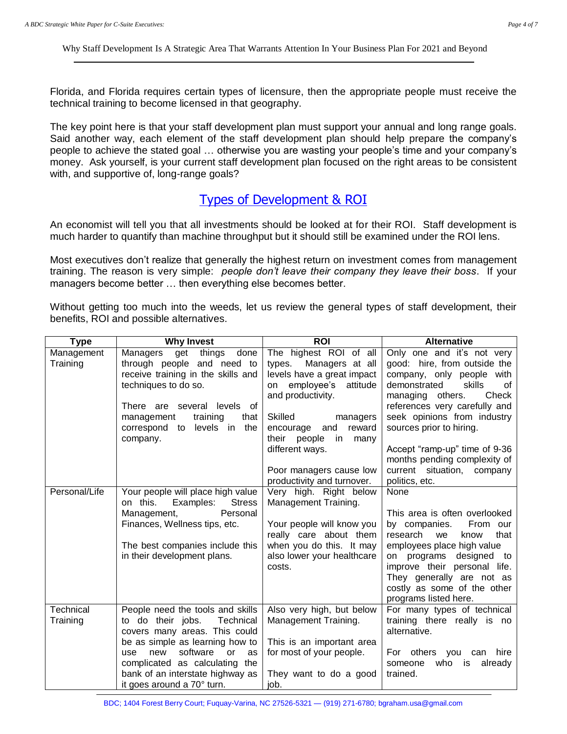Florida, and Florida requires certain types of licensure, then the appropriate people must receive the technical training to become licensed in that geography.

The key point here is that your staff development plan must support your annual and long range goals. Said another way, each element of the staff development plan should help prepare the company's people to achieve the stated goal … otherwise you are wasting your people's time and your company's money. Ask yourself, is your current staff development plan focused on the right areas to be consistent with, and supportive of, long-range goals?

## Types of Development & ROI

An economist will tell you that all investments should be looked at for their ROI. Staff development is much harder to quantify than machine throughput but it should still be examined under the ROI lens.

Most executives don't realize that generally the highest return on investment comes from management training. The reason is very simple: *people don't leave their company they leave their boss*. If your managers become better … then everything else becomes better.

Without getting too much into the weeds, let us review the general types of staff development, their benefits, ROI and possible alternatives.

| Type | Why Invest | ROI | Alternative |
|---|---|---|---|
| Management Training | Managers get things done through people and need to receive training in the skills and techniques to do so.<br><br>There are several levels of management training that correspond to levels in the company. | The highest ROI of all types. Managers at all levels have a great impact on employee's attitude and productivity.<br><br>Skilled managers encourage and reward their people in many different ways.<br><br>Poor managers cause low productivity and turnover. | Only one and it's not very good: hire, from outside the company, only people with demonstrated skills of managing others. Check references very carefully and seek opinions from industry sources prior to hiring.<br><br>Accept "ramp-up" time of 9-36 months pending complexity of current situation, company politics, etc. |
| Personal/Life | Your people will place high value on this. Examples: Stress Management, Personal Finances, Wellness tips, etc.<br><br>The best companies include this in their development plans. | Very high. Right below Management Training.<br><br>Your people will know you really care about them when you do this. It may also lower your healthcare costs. | None<br><br>This area is often overlooked by companies. From our research we know that employees place high value on programs designed to improve their personal life. They generally are not as costly as some of the other programs listed here. |
| Technical Training | People need the tools and skills to do their jobs. Technical covers many areas. This could be as simple as learning how to use new software or as complicated as calculating the bank of an interstate highway as it goes around a 70° turn. | Also very high, but below Management Training.<br><br>This is an important area for most of your people.<br><br>They want to do a good job. | For many types of technical training there really is no alternative.<br><br>For others you can hire someone who is already trained. |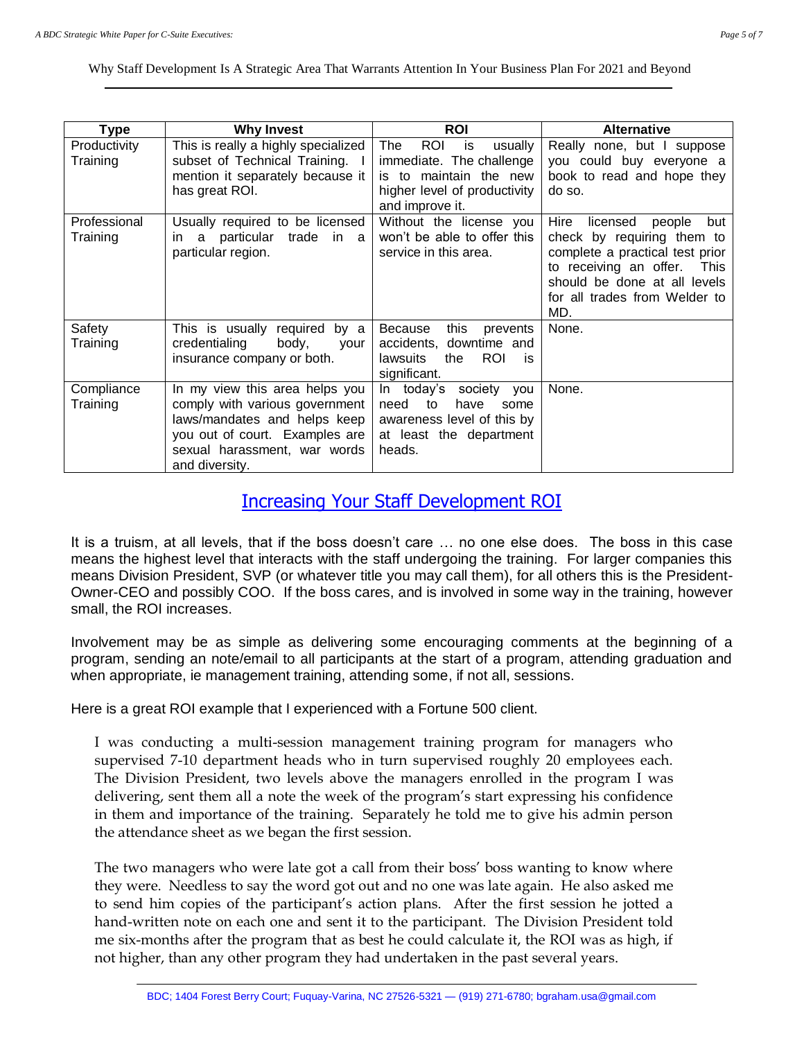| Type | Why Invest | ROI | Alternative |
|---|---|---|---|
| Productivity Training | This is really a highly specialized subset of Technical Training. I mention it separately because it has great ROI. | The ROI is usually immediate. The challenge is to maintain the new higher level of productivity and improve it. | Really none, but I suppose you could buy everyone a book to read and hope they do so. |
| Professional Training | Usually required to be licensed in a particular trade in a particular region. | Without the license you won't be able to offer this service in this area. | Hire licensed people but check by requiring them to complete a practical test prior to receiving an offer. This should be done at all levels for all trades from Welder to MD. |
| Safety Training | This is usually required by a credentialing body, your insurance company or both. | Because this prevents accidents, downtime and lawsuits the ROI is significant. | None. |
| Compliance Training | In my view this area helps you comply with various government laws/mandates and helps keep you out of court. Examples are sexual harassment, war words and diversity. | In today's society you need to have some awareness level of this by at least the department heads. | None. |

## Increasing Your Staff Development ROI

It is a truism, at all levels, that if the boss doesn't care … no one else does. The boss in this case means the highest level that interacts with the staff undergoing the training. For larger companies this means Division President, SVP (or whatever title you may call them), for all others this is the President-Owner-CEO and possibly COO. If the boss cares, and is involved in some way in the training, however small, the ROI increases.

Involvement may be as simple as delivering some encouraging comments at the beginning of a program, sending an note/email to all participants at the start of a program, attending graduation and when appropriate, ie management training, attending some, if not all, sessions.

Here is a great ROI example that I experienced with a Fortune 500 client.

> I was conducting a multi-session management training program for managers who supervised 7-10 department heads who in turn supervised roughly 20 employees each. The Division President, two levels above the managers enrolled in the program I was delivering, sent them all a note the week of the program's start expressing his confidence in them and importance of the training. Separately he told me to give his admin person the attendance sheet as we began the first session.
>
> The two managers who were late got a call from their boss' boss wanting to know where they were. Needless to say the word got out and no one was late again. He also asked me to send him copies of the participant's action plans. After the first session he jotted a hand-written note on each one and sent it to the participant. The Division President told me six-months after the program that as best he could calculate it, the ROI was as high, if not higher, than any other program they had undertaken in the past several years.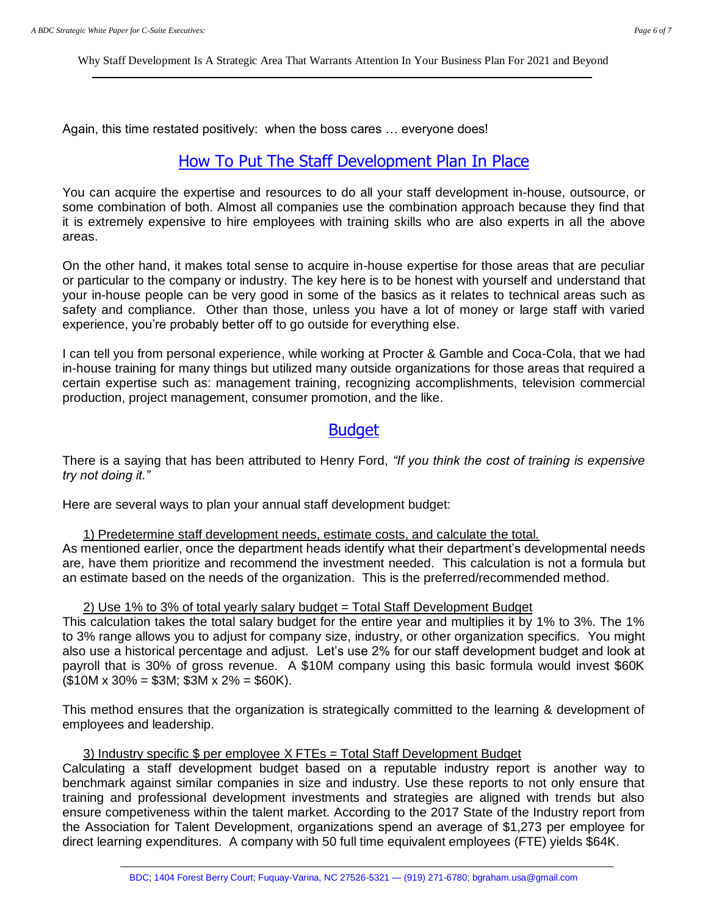Again, this time restated positively: when the boss cares … everyone does!

## How To Put The Staff Development Plan In Place

You can acquire the expertise and resources to do all your staff development in-house, outsource, or some combination of both. Almost all companies use the combination approach because they find that it is extremely expensive to hire employees with training skills who are also experts in all the above areas.

On the other hand, it makes total sense to acquire in-house expertise for those areas that are peculiar or particular to the company or industry. The key here is to be honest with yourself and understand that your in-house people can be very good in some of the basics as it relates to technical areas such as safety and compliance. Other than those, unless you have a lot of money or large staff with varied experience, you're probably better off to go outside for everything else.

I can tell you from personal experience, while working at Procter & Gamble and Coca-Cola, that we had in-house training for many things but utilized many outside organizations for those areas that required a certain expertise such as: management training, recognizing accomplishments, television commercial production, project management, consumer promotion, and the like.

## Budget

There is a saying that has been attributed to Henry Ford, *"If you think the cost of training is expensive try not doing it."*

Here are several ways to plan your annual staff development budget:

<u>1) Predetermine staff development needs, estimate costs, and calculate the total.</u>
As mentioned earlier, once the department heads identify what their department's developmental needs are, have them prioritize and recommend the investment needed. This calculation is not a formula but an estimate based on the needs of the organization. This is the preferred/recommended method.

<u>2) Use 1% to 3% of total yearly salary budget = Total Staff Development Budget</u>
This calculation takes the total salary budget for the entire year and multiplies it by 1% to 3%. The 1% to 3% range allows you to adjust for company size, industry, or other organization specifics. You might also use a historical percentage and adjust. Let's use 2% for our staff development budget and look at payroll that is 30% of gross revenue. A $10M company using this basic formula would invest $60K ($10M x 30% = $3M; $3M x 2% = $60K).

This method ensures that the organization is strategically committed to the learning & development of employees and leadership.

<u>3) Industry specific $ per employee X FTEs = Total Staff Development Budget</u>
Calculating a staff development budget based on a reputable industry report is another way to benchmark against similar companies in size and industry. Use these reports to not only ensure that training and professional development investments and strategies are aligned with trends but also ensure competiveness within the talent market. According to the 2017 State of the Industry report from the Association for Talent Development, organizations spend an average of $1,273 per employee for direct learning expenditures. A company with 50 full time equivalent employees (FTE) yields $64K.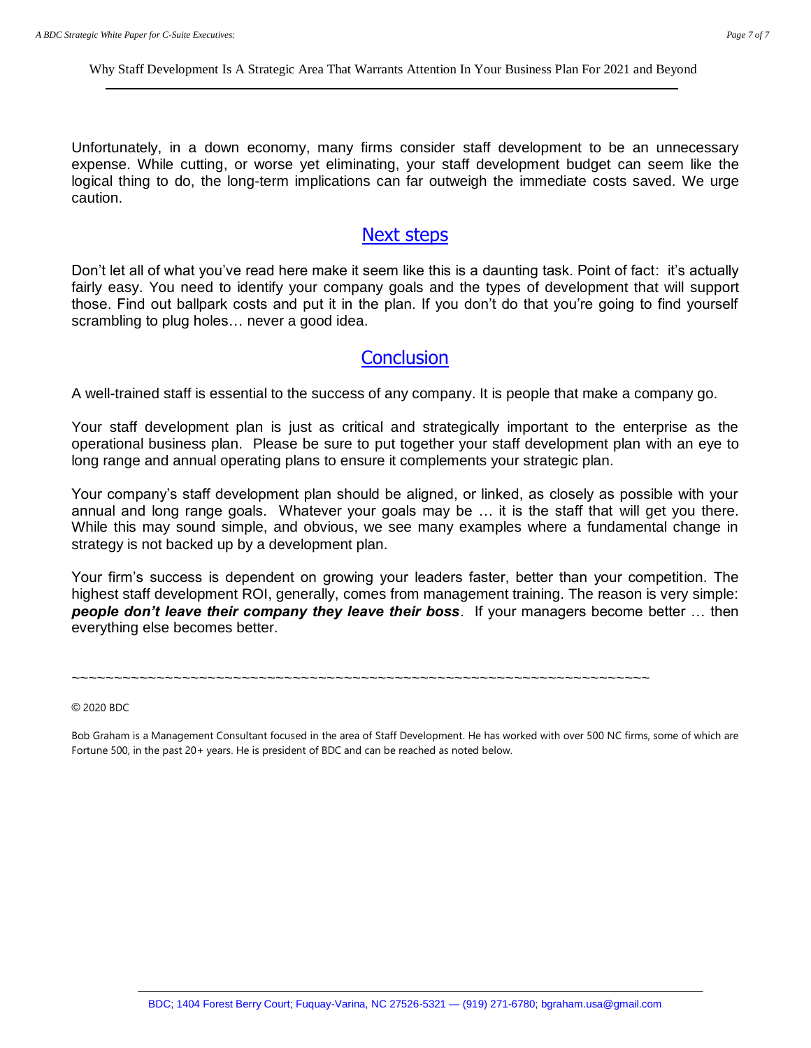Unfortunately, in a down economy, many firms consider staff development to be an unnecessary expense. While cutting, or worse yet eliminating, your staff development budget can seem like the logical thing to do, the long-term implications can far outweigh the immediate costs saved. We urge caution.

## Next steps

Don't let all of what you've read here make it seem like this is a daunting task. Point of fact: it's actually fairly easy. You need to identify your company goals and the types of development that will support those. Find out ballpark costs and put it in the plan. If you don't do that you're going to find yourself scrambling to plug holes… never a good idea.

## Conclusion

A well-trained staff is essential to the success of any company. It is people that make a company go.

Your staff development plan is just as critical and strategically important to the enterprise as the operational business plan. Please be sure to put together your staff development plan with an eye to long range and annual operating plans to ensure it complements your strategic plan.

Your company's staff development plan should be aligned, or linked, as closely as possible with your annual and long range goals. Whatever your goals may be … it is the staff that will get you there. While this may sound simple, and obvious, we see many examples where a fundamental change in strategy is not backed up by a development plan.

Your firm's success is dependent on growing your leaders faster, better than your competition. The highest staff development ROI, generally, comes from management training. The reason is very simple: ***people don't leave their company they leave their boss***. If your managers become better … then everything else becomes better.

~~~~~~~~~~~~~~~~~~~~~~~~~~~~~~~~~~~~~~~~~~~~~~~~~~~~~~~~~~~~~~~~~~~

© 2020 BDC

Bob Graham is a Management Consultant focused in the area of Staff Development. He has worked with over 500 NC firms, some of which are Fortune 500, in the past 20+ years. He is president of BDC and can be reached as noted below.

BDC; 1404 Forest Berry Court; Fuquay-Varina, NC 27526-5321 — (919) 271-6780; bgraham.usa@gmail.com